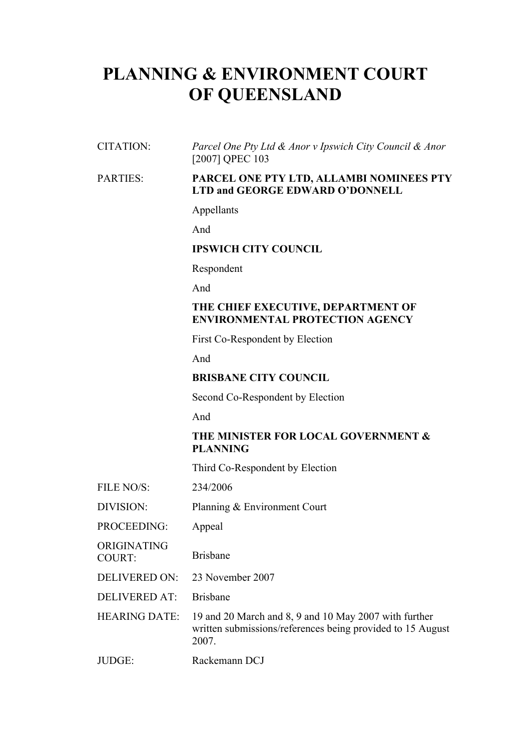# PLANNING & ENVIRONMENT COURT OF QUEENSLAND

| | |
|---|---|
| CITATION: | *Parcel One Pty Ltd & Anor v Ipswich City Council & Anor* [2007] QPEC 103 |
| PARTIES: | **PARCEL ONE PTY LTD, ALLAMBI NOMINEES PTY LTD and GEORGE EDWARD O'DONNELL** |
| | Appellants |
| | And |
| | **IPSWICH CITY COUNCIL** |
| | Respondent |
| | And |
| | **THE CHIEF EXECUTIVE, DEPARTMENT OF ENVIRONMENTAL PROTECTION AGENCY** |
| | First Co-Respondent by Election |
| | And |
| | **BRISBANE CITY COUNCIL** |
| | Second Co-Respondent by Election |
| | And |
| | **THE MINISTER FOR LOCAL GOVERNMENT & PLANNING** |
| | Third Co-Respondent by Election |
| FILE NO/S: | 234/2006 |
| DIVISION: | Planning & Environment Court |
| PROCEEDING: | Appeal |
| ORIGINATING COURT: | Brisbane |
| DELIVERED ON: | 23 November 2007 |
| DELIVERED AT: | Brisbane |
| HEARING DATE: | 19 and 20 March and 8, 9 and 10 May 2007 with further written submissions/references being provided to 15 August 2007. |
| JUDGE: | Rackemann DCJ |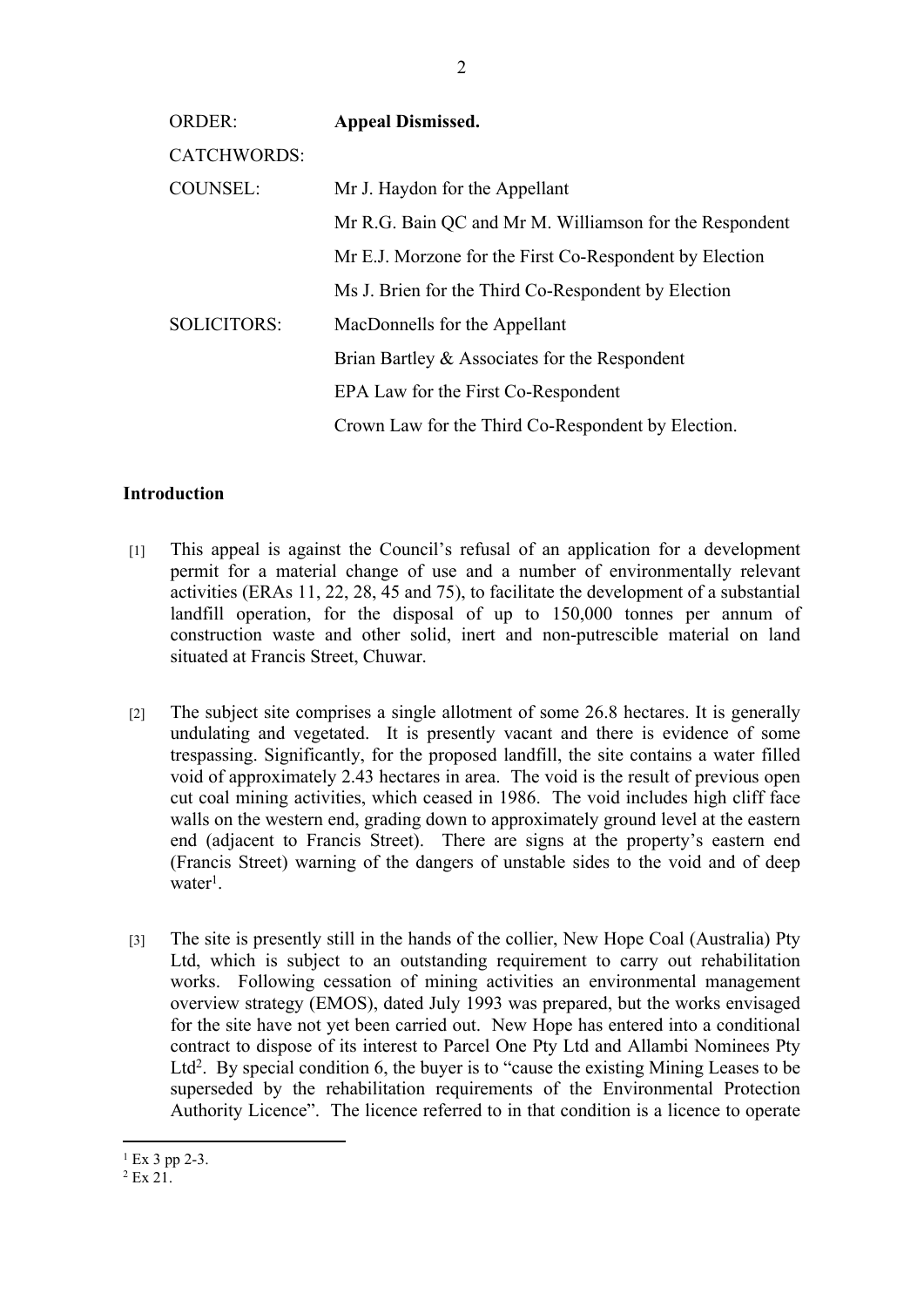| | |
|---|---|
| ORDER: | **Appeal Dismissed.** |
| CATCHWORDS: | |
| COUNSEL: | Mr J. Haydon for the Appellant |
| | Mr R.G. Bain QC and Mr M. Williamson for the Respondent |
| | Mr E.J. Morzone for the First Co-Respondent by Election |
| | Ms J. Brien for the Third Co-Respondent by Election |
| SOLICITORS: | MacDonnells for the Appellant |
| | Brian Bartley & Associates for the Respondent |
| | EPA Law for the First Co-Respondent |
| | Crown Law for the Third Co-Respondent by Election. |

**Introduction**

[1] This appeal is against the Council's refusal of an application for a development permit for a material change of use and a number of environmentally relevant activities (ERAs 11, 22, 28, 45 and 75), to facilitate the development of a substantial landfill operation, for the disposal of up to 150,000 tonnes per annum of construction waste and other solid, inert and non-putrescible material on land situated at Francis Street, Chuwar.

[2] The subject site comprises a single allotment of some 26.8 hectares. It is generally undulating and vegetated. It is presently vacant and there is evidence of some trespassing. Significantly, for the proposed landfill, the site contains a water filled void of approximately 2.43 hectares in area. The void is the result of previous open cut coal mining activities, which ceased in 1986. The void includes high cliff face walls on the western end, grading down to approximately ground level at the eastern end (adjacent to Francis Street). There are signs at the property's eastern end (Francis Street) warning of the dangers of unstable sides to the void and of deep water[1].

[3] The site is presently still in the hands of the collier, New Hope Coal (Australia) Pty Ltd, which is subject to an outstanding requirement to carry out rehabilitation works. Following cessation of mining activities an environmental management overview strategy (EMOS), dated July 1993 was prepared, but the works envisaged for the site have not yet been carried out. New Hope has entered into a conditional contract to dispose of its interest to Parcel One Pty Ltd and Allambi Nominees Pty Ltd[2]. By special condition 6, the buyer is to "cause the existing Mining Leases to be superseded by the rehabilitation requirements of the Environmental Protection Authority Licence". The licence referred to in that condition is a licence to operate

[1] Ex 3 pp 2-3.
[2] Ex 21.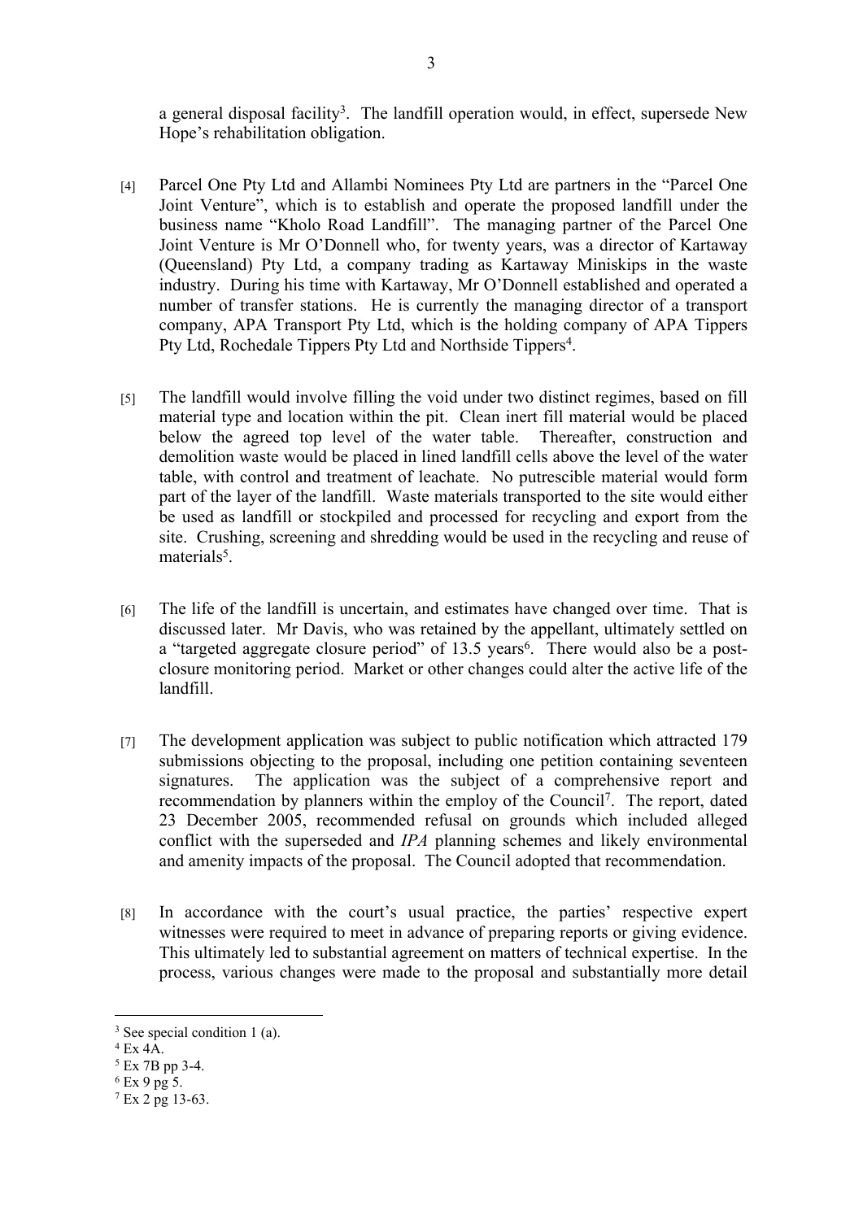a general disposal facility[3]. The landfill operation would, in effect, supersede New Hope's rehabilitation obligation.

[4] Parcel One Pty Ltd and Allambi Nominees Pty Ltd are partners in the "Parcel One Joint Venture", which is to establish and operate the proposed landfill under the business name "Kholo Road Landfill". The managing partner of the Parcel One Joint Venture is Mr O'Donnell who, for twenty years, was a director of Kartaway (Queensland) Pty Ltd, a company trading as Kartaway Miniskips in the waste industry. During his time with Kartaway, Mr O'Donnell established and operated a number of transfer stations. He is currently the managing director of a transport company, APA Transport Pty Ltd, which is the holding company of APA Tippers Pty Ltd, Rochedale Tippers Pty Ltd and Northside Tippers[4].

[5] The landfill would involve filling the void under two distinct regimes, based on fill material type and location within the pit. Clean inert fill material would be placed below the agreed top level of the water table. Thereafter, construction and demolition waste would be placed in lined landfill cells above the level of the water table, with control and treatment of leachate. No putrescible material would form part of the layer of the landfill. Waste materials transported to the site would either be used as landfill or stockpiled and processed for recycling and export from the site. Crushing, screening and shredding would be used in the recycling and reuse of materials[5].

[6] The life of the landfill is uncertain, and estimates have changed over time. That is discussed later. Mr Davis, who was retained by the appellant, ultimately settled on a "targeted aggregate closure period" of 13.5 years[6]. There would also be a post-closure monitoring period. Market or other changes could alter the active life of the landfill.

[7] The development application was subject to public notification which attracted 179 submissions objecting to the proposal, including one petition containing seventeen signatures. The application was the subject of a comprehensive report and recommendation by planners within the employ of the Council[7]. The report, dated 23 December 2005, recommended refusal on grounds which included alleged conflict with the superseded and *IPA* planning schemes and likely environmental and amenity impacts of the proposal. The Council adopted that recommendation.

[8] In accordance with the court's usual practice, the parties' respective expert witnesses were required to meet in advance of preparing reports or giving evidence. This ultimately led to substantial agreement on matters of technical expertise. In the process, various changes were made to the proposal and substantially more detail

---

[3] See special condition 1 (a).

[4] Ex 4A.

[5] Ex 7B pp 3-4.

[6] Ex 9 pg 5.

[7] Ex 2 pg 13-63.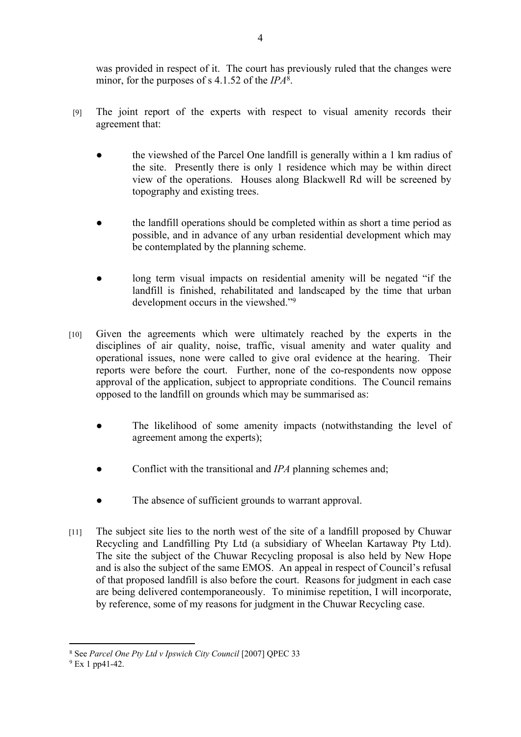was provided in respect of it. The court has previously ruled that the changes were minor, for the purposes of s 4.1.52 of the *IPA*[8].

[9] The joint report of the experts with respect to visual amenity records their agreement that:

- the viewshed of the Parcel One landfill is generally within a 1 km radius of the site. Presently there is only 1 residence which may be within direct view of the operations. Houses along Blackwell Rd will be screened by topography and existing trees.
- the landfill operations should be completed within as short a time period as possible, and in advance of any urban residential development which may be contemplated by the planning scheme.
- long term visual impacts on residential amenity will be negated "if the landfill is finished, rehabilitated and landscaped by the time that urban development occurs in the viewshed."[9]

[10] Given the agreements which were ultimately reached by the experts in the disciplines of air quality, noise, traffic, visual amenity and water quality and operational issues, none were called to give oral evidence at the hearing. Their reports were before the court. Further, none of the co-respondents now oppose approval of the application, subject to appropriate conditions. The Council remains opposed to the landfill on grounds which may be summarised as:

- The likelihood of some amenity impacts (notwithstanding the level of agreement among the experts);
- Conflict with the transitional and *IPA* planning schemes and;
- The absence of sufficient grounds to warrant approval.

[11] The subject site lies to the north west of the site of a landfill proposed by Chuwar Recycling and Landfilling Pty Ltd (a subsidiary of Wheelan Kartaway Pty Ltd). The site the subject of the Chuwar Recycling proposal is also held by New Hope and is also the subject of the same EMOS. An appeal in respect of Council's refusal of that proposed landfill is also before the court. Reasons for judgment in each case are being delivered contemporaneously. To minimise repetition, I will incorporate, by reference, some of my reasons for judgment in the Chuwar Recycling case.

---

[8] See *Parcel One Pty Ltd v Ipswich City Council* [2007] QPEC 33

[9] Ex 1 pp41-42.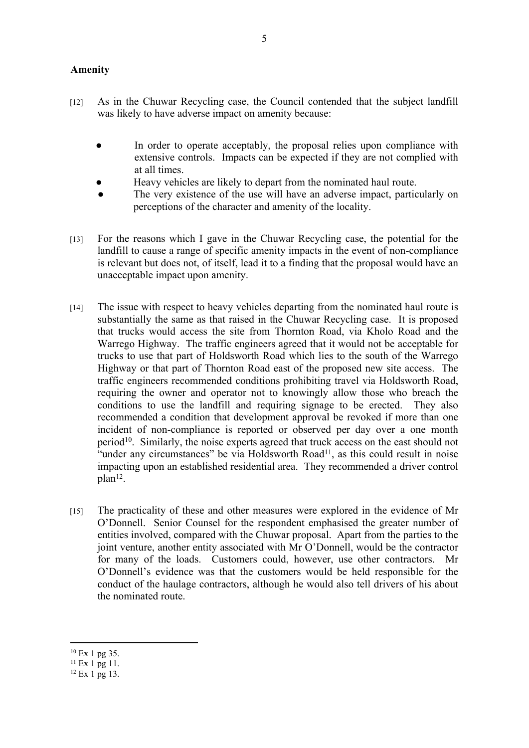**Amenity**

[12] As in the Chuwar Recycling case, the Council contended that the subject landfill was likely to have adverse impact on amenity because:

- In order to operate acceptably, the proposal relies upon compliance with extensive controls. Impacts can be expected if they are not complied with at all times.
- Heavy vehicles are likely to depart from the nominated haul route.
- The very existence of the use will have an adverse impact, particularly on perceptions of the character and amenity of the locality.

[13] For the reasons which I gave in the Chuwar Recycling case, the potential for the landfill to cause a range of specific amenity impacts in the event of non-compliance is relevant but does not, of itself, lead it to a finding that the proposal would have an unacceptable impact upon amenity.

[14] The issue with respect to heavy vehicles departing from the nominated haul route is substantially the same as that raised in the Chuwar Recycling case. It is proposed that trucks would access the site from Thornton Road, via Kholo Road and the Warrego Highway. The traffic engineers agreed that it would not be acceptable for trucks to use that part of Holdsworth Road which lies to the south of the Warrego Highway or that part of Thornton Road east of the proposed new site access. The traffic engineers recommended conditions prohibiting travel via Holdsworth Road, requiring the owner and operator not to knowingly allow those who breach the conditions to use the landfill and requiring signage to be erected. They also recommended a condition that development approval be revoked if more than one incident of non-compliance is reported or observed per day over a one month period[10]. Similarly, the noise experts agreed that truck access on the east should not "under any circumstances" be via Holdsworth Road[11], as this could result in noise impacting upon an established residential area. They recommended a driver control plan[12].

[15] The practicality of these and other measures were explored in the evidence of Mr O'Donnell. Senior Counsel for the respondent emphasised the greater number of entities involved, compared with the Chuwar proposal. Apart from the parties to the joint venture, another entity associated with Mr O'Donnell, would be the contractor for many of the loads. Customers could, however, use other contractors. Mr O'Donnell's evidence was that the customers would be held responsible for the conduct of the haulage contractors, although he would also tell drivers of his about the nominated route.

---

[10] Ex 1 pg 35.

[11] Ex 1 pg 11.

[12] Ex 1 pg 13.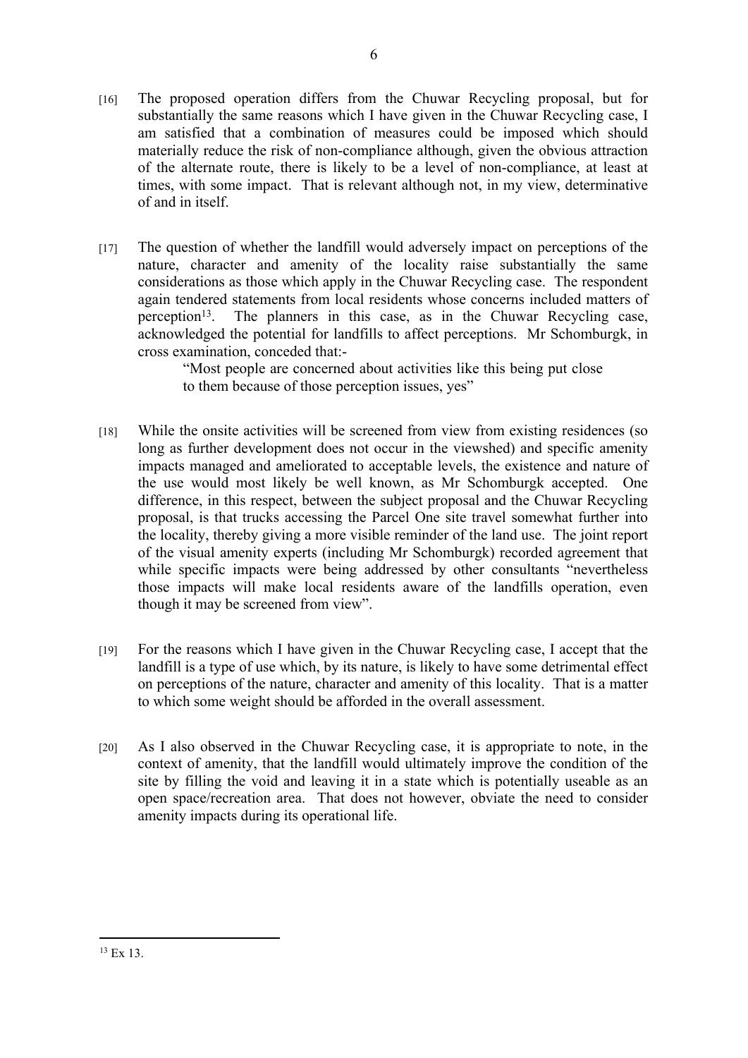[16] The proposed operation differs from the Chuwar Recycling proposal, but for substantially the same reasons which I have given in the Chuwar Recycling case, I am satisfied that a combination of measures could be imposed which should materially reduce the risk of non-compliance although, given the obvious attraction of the alternate route, there is likely to be a level of non-compliance, at least at times, with some impact. That is relevant although not, in my view, determinative of and in itself.

[17] The question of whether the landfill would adversely impact on perceptions of the nature, character and amenity of the locality raise substantially the same considerations as those which apply in the Chuwar Recycling case. The respondent again tendered statements from local residents whose concerns included matters of perception[13]. The planners in this case, as in the Chuwar Recycling case, acknowledged the potential for landfills to affect perceptions. Mr Schomburgk, in cross examination, conceded that:-

> "Most people are concerned about activities like this being put close to them because of those perception issues, yes"

[18] While the onsite activities will be screened from view from existing residences (so long as further development does not occur in the viewshed) and specific amenity impacts managed and ameliorated to acceptable levels, the existence and nature of the use would most likely be well known, as Mr Schomburgk accepted. One difference, in this respect, between the subject proposal and the Chuwar Recycling proposal, is that trucks accessing the Parcel One site travel somewhat further into the locality, thereby giving a more visible reminder of the land use. The joint report of the visual amenity experts (including Mr Schomburgk) recorded agreement that while specific impacts were being addressed by other consultants "nevertheless those impacts will make local residents aware of the landfills operation, even though it may be screened from view".

[19] For the reasons which I have given in the Chuwar Recycling case, I accept that the landfill is a type of use which, by its nature, is likely to have some detrimental effect on perceptions of the nature, character and amenity of this locality. That is a matter to which some weight should be afforded in the overall assessment.

[20] As I also observed in the Chuwar Recycling case, it is appropriate to note, in the context of amenity, that the landfill would ultimately improve the condition of the site by filling the void and leaving it in a state which is potentially useable as an open space/recreation area. That does not however, obviate the need to consider amenity impacts during its operational life.

---

[13] Ex 13.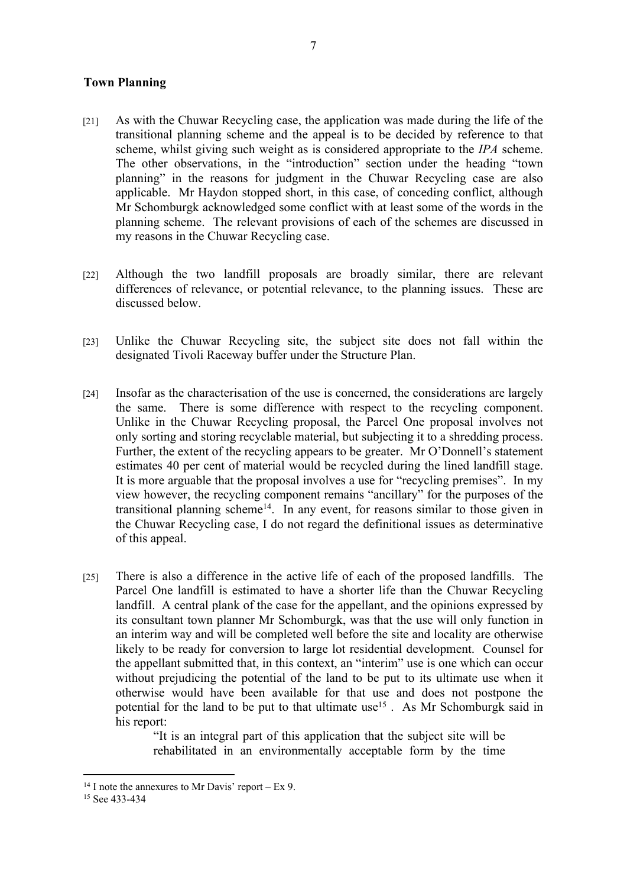**Town Planning**

[21] As with the Chuwar Recycling case, the application was made during the life of the transitional planning scheme and the appeal is to be decided by reference to that scheme, whilst giving such weight as is considered appropriate to the *IPA* scheme. The other observations, in the "introduction" section under the heading "town planning" in the reasons for judgment in the Chuwar Recycling case are also applicable. Mr Haydon stopped short, in this case, of conceding conflict, although Mr Schomburgk acknowledged some conflict with at least some of the words in the planning scheme. The relevant provisions of each of the schemes are discussed in my reasons in the Chuwar Recycling case.

[22] Although the two landfill proposals are broadly similar, there are relevant differences of relevance, or potential relevance, to the planning issues. These are discussed below.

[23] Unlike the Chuwar Recycling site, the subject site does not fall within the designated Tivoli Raceway buffer under the Structure Plan.

[24] Insofar as the characterisation of the use is concerned, the considerations are largely the same. There is some difference with respect to the recycling component. Unlike in the Chuwar Recycling proposal, the Parcel One proposal involves not only sorting and storing recyclable material, but subjecting it to a shredding process. Further, the extent of the recycling appears to be greater. Mr O'Donnell's statement estimates 40 per cent of material would be recycled during the lined landfill stage. It is more arguable that the proposal involves a use for "recycling premises". In my view however, the recycling component remains "ancillary" for the purposes of the transitional planning scheme[14]. In any event, for reasons similar to those given in the Chuwar Recycling case, I do not regard the definitional issues as determinative of this appeal.

[25] There is also a difference in the active life of each of the proposed landfills. The Parcel One landfill is estimated to have a shorter life than the Chuwar Recycling landfill. A central plank of the case for the appellant, and the opinions expressed by its consultant town planner Mr Schomburgk, was that the use will only function in an interim way and will be completed well before the site and locality are otherwise likely to be ready for conversion to large lot residential development. Counsel for the appellant submitted that, in this context, an "interim" use is one which can occur without prejudicing the potential of the land to be put to its ultimate use when it otherwise would have been available for that use and does not postpone the potential for the land to be put to that ultimate use[15]. As Mr Schomburgk said in his report:

> "It is an integral part of this application that the subject site will be rehabilitated in an environmentally acceptable form by the time

---

[14] I note the annexures to Mr Davis' report – Ex 9.

[15] See 433-434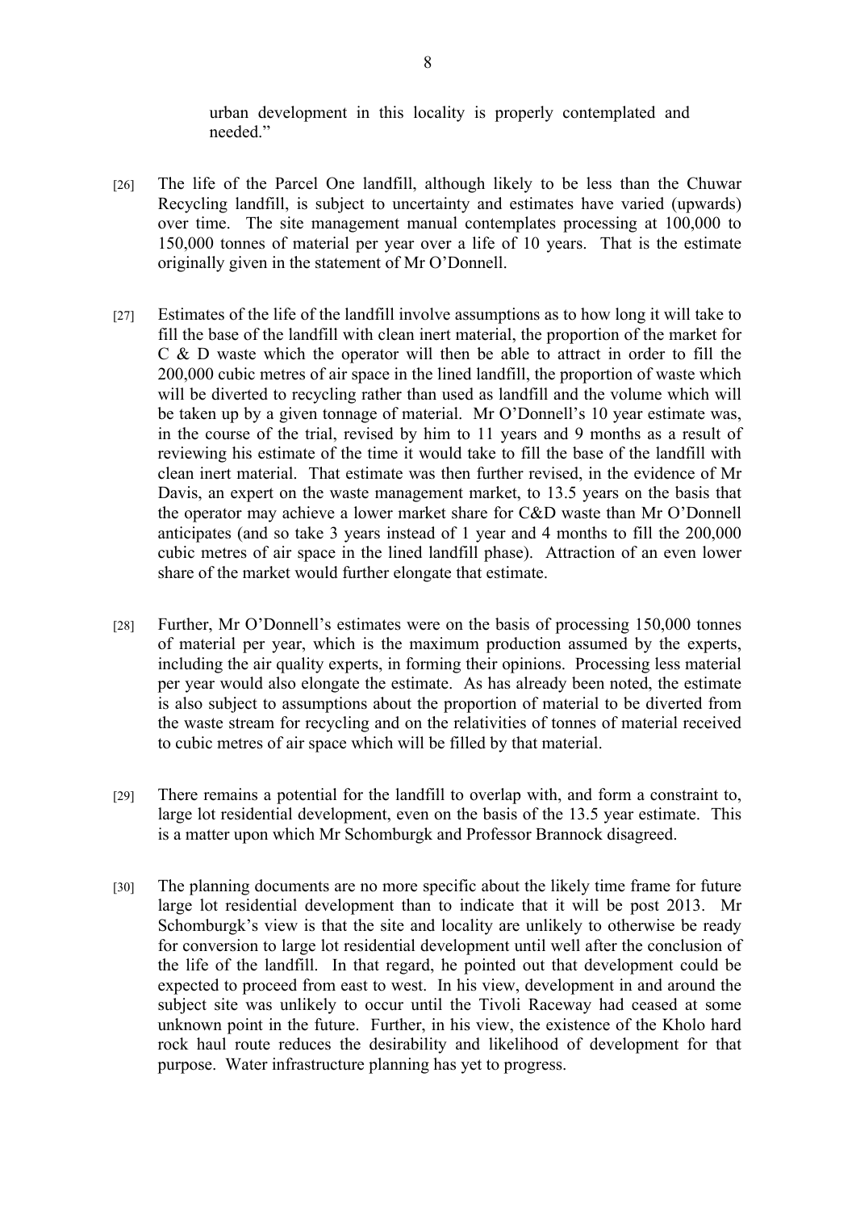urban development in this locality is properly contemplated and needed."

[26] The life of the Parcel One landfill, although likely to be less than the Chuwar Recycling landfill, is subject to uncertainty and estimates have varied (upwards) over time. The site management manual contemplates processing at 100,000 to 150,000 tonnes of material per year over a life of 10 years. That is the estimate originally given in the statement of Mr O'Donnell.

[27] Estimates of the life of the landfill involve assumptions as to how long it will take to fill the base of the landfill with clean inert material, the proportion of the market for C & D waste which the operator will then be able to attract in order to fill the 200,000 cubic metres of air space in the lined landfill, the proportion of waste which will be diverted to recycling rather than used as landfill and the volume which will be taken up by a given tonnage of material. Mr O'Donnell's 10 year estimate was, in the course of the trial, revised by him to 11 years and 9 months as a result of reviewing his estimate of the time it would take to fill the base of the landfill with clean inert material. That estimate was then further revised, in the evidence of Mr Davis, an expert on the waste management market, to 13.5 years on the basis that the operator may achieve a lower market share for C&D waste than Mr O'Donnell anticipates (and so take 3 years instead of 1 year and 4 months to fill the 200,000 cubic metres of air space in the lined landfill phase). Attraction of an even lower share of the market would further elongate that estimate.

[28] Further, Mr O'Donnell's estimates were on the basis of processing 150,000 tonnes of material per year, which is the maximum production assumed by the experts, including the air quality experts, in forming their opinions. Processing less material per year would also elongate the estimate. As has already been noted, the estimate is also subject to assumptions about the proportion of material to be diverted from the waste stream for recycling and on the relativities of tonnes of material received to cubic metres of air space which will be filled by that material.

[29] There remains a potential for the landfill to overlap with, and form a constraint to, large lot residential development, even on the basis of the 13.5 year estimate. This is a matter upon which Mr Schomburgk and Professor Brannock disagreed.

[30] The planning documents are no more specific about the likely time frame for future large lot residential development than to indicate that it will be post 2013. Mr Schomburgk's view is that the site and locality are unlikely to otherwise be ready for conversion to large lot residential development until well after the conclusion of the life of the landfill. In that regard, he pointed out that development could be expected to proceed from east to west. In his view, development in and around the subject site was unlikely to occur until the Tivoli Raceway had ceased at some unknown point in the future. Further, in his view, the existence of the Kholo hard rock haul route reduces the desirability and likelihood of development for that purpose. Water infrastructure planning has yet to progress.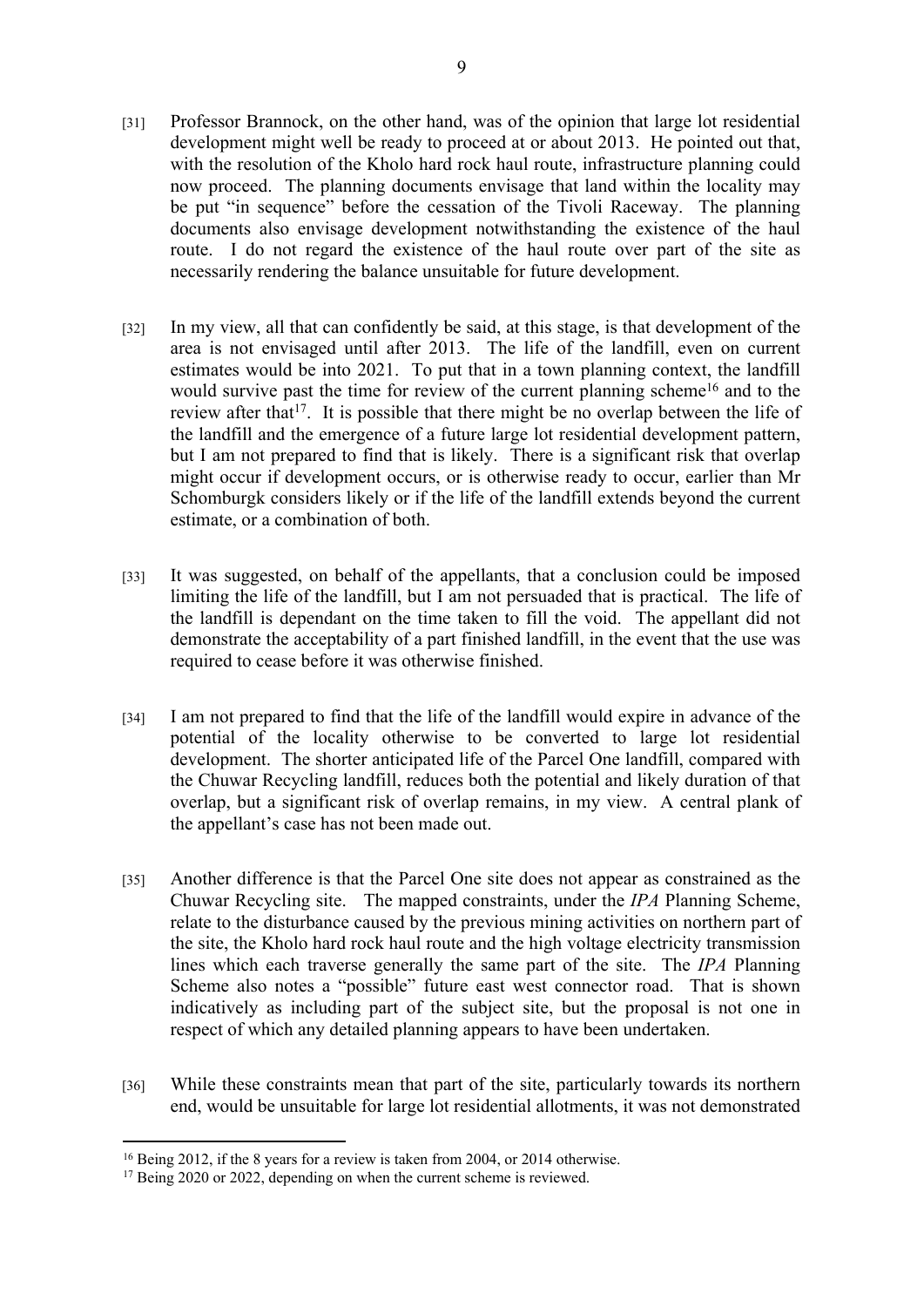[31] Professor Brannock, on the other hand, was of the opinion that large lot residential development might well be ready to proceed at or about 2013. He pointed out that, with the resolution of the Kholo hard rock haul route, infrastructure planning could now proceed. The planning documents envisage that land within the locality may be put "in sequence" before the cessation of the Tivoli Raceway. The planning documents also envisage development notwithstanding the existence of the haul route. I do not regard the existence of the haul route over part of the site as necessarily rendering the balance unsuitable for future development.

[32] In my view, all that can confidently be said, at this stage, is that development of the area is not envisaged until after 2013. The life of the landfill, even on current estimates would be into 2021. To put that in a town planning context, the landfill would survive past the time for review of the current planning scheme[16] and to the review after that[17]. It is possible that there might be no overlap between the life of the landfill and the emergence of a future large lot residential development pattern, but I am not prepared to find that is likely. There is a significant risk that overlap might occur if development occurs, or is otherwise ready to occur, earlier than Mr Schomburgk considers likely or if the life of the landfill extends beyond the current estimate, or a combination of both.

[33] It was suggested, on behalf of the appellants, that a conclusion could be imposed limiting the life of the landfill, but I am not persuaded that is practical. The life of the landfill is dependant on the time taken to fill the void. The appellant did not demonstrate the acceptability of a part finished landfill, in the event that the use was required to cease before it was otherwise finished.

[34] I am not prepared to find that the life of the landfill would expire in advance of the potential of the locality otherwise to be converted to large lot residential development. The shorter anticipated life of the Parcel One landfill, compared with the Chuwar Recycling landfill, reduces both the potential and likely duration of that overlap, but a significant risk of overlap remains, in my view. A central plank of the appellant's case has not been made out.

[35] Another difference is that the Parcel One site does not appear as constrained as the Chuwar Recycling site. The mapped constraints, under the *IPA* Planning Scheme, relate to the disturbance caused by the previous mining activities on northern part of the site, the Kholo hard rock haul route and the high voltage electricity transmission lines which each traverse generally the same part of the site. The *IPA* Planning Scheme also notes a "possible" future east west connector road. That is shown indicatively as including part of the subject site, but the proposal is not one in respect of which any detailed planning appears to have been undertaken.

[36] While these constraints mean that part of the site, particularly towards its northern end, would be unsuitable for large lot residential allotments, it was not demonstrated

---

[16] Being 2012, if the 8 years for a review is taken from 2004, or 2014 otherwise.

[17] Being 2020 or 2022, depending on when the current scheme is reviewed.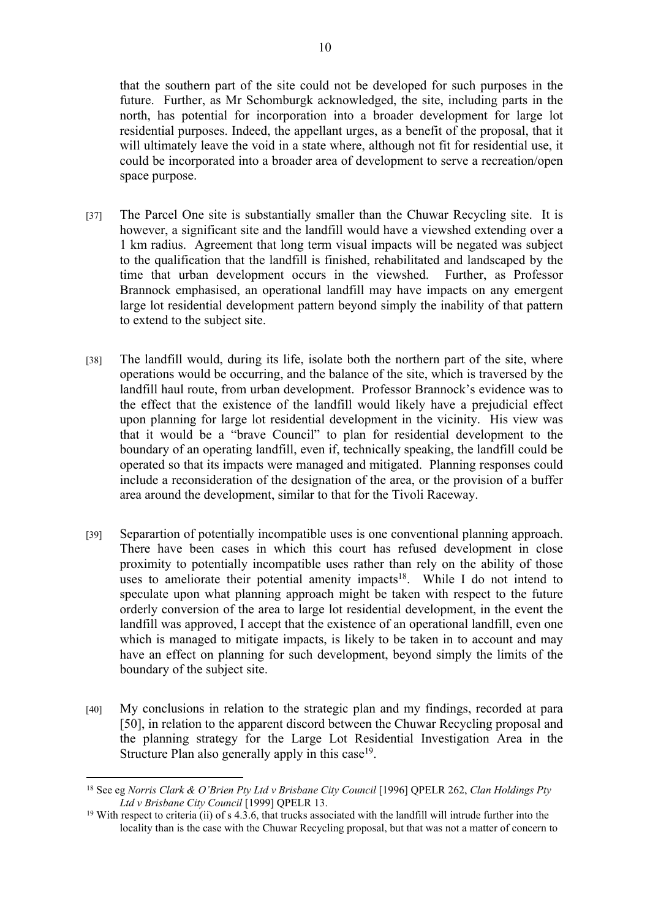that the southern part of the site could not be developed for such purposes in the future. Further, as Mr Schomburgk acknowledged, the site, including parts in the north, has potential for incorporation into a broader development for large lot residential purposes. Indeed, the appellant urges, as a benefit of the proposal, that it will ultimately leave the void in a state where, although not fit for residential use, it could be incorporated into a broader area of development to serve a recreation/open space purpose.

[37] The Parcel One site is substantially smaller than the Chuwar Recycling site. It is however, a significant site and the landfill would have a viewshed extending over a 1 km radius. Agreement that long term visual impacts will be negated was subject to the qualification that the landfill is finished, rehabilitated and landscaped by the time that urban development occurs in the viewshed. Further, as Professor Brannock emphasised, an operational landfill may have impacts on any emergent large lot residential development pattern beyond simply the inability of that pattern to extend to the subject site.

[38] The landfill would, during its life, isolate both the northern part of the site, where operations would be occurring, and the balance of the site, which is traversed by the landfill haul route, from urban development. Professor Brannock's evidence was to the effect that the existence of the landfill would likely have a prejudicial effect upon planning for large lot residential development in the vicinity. His view was that it would be a "brave Council" to plan for residential development to the boundary of an operating landfill, even if, technically speaking, the landfill could be operated so that its impacts were managed and mitigated. Planning responses could include a reconsideration of the designation of the area, or the provision of a buffer area around the development, similar to that for the Tivoli Raceway.

[39] Separartion of potentially incompatible uses is one conventional planning approach. There have been cases in which this court has refused development in close proximity to potentially incompatible uses rather than rely on the ability of those uses to ameliorate their potential amenity impacts[18]. While I do not intend to speculate upon what planning approach might be taken with respect to the future orderly conversion of the area to large lot residential development, in the event the landfill was approved, I accept that the existence of an operational landfill, even one which is managed to mitigate impacts, is likely to be taken in to account and may have an effect on planning for such development, beyond simply the limits of the boundary of the subject site.

[40] My conclusions in relation to the strategic plan and my findings, recorded at para [50], in relation to the apparent discord between the Chuwar Recycling proposal and the planning strategy for the Large Lot Residential Investigation Area in the Structure Plan also generally apply in this case[19].

---

[18] See eg *Norris Clark & O'Brien Pty Ltd v Brisbane City Council* [1996] QPELR 262, *Clan Holdings Pty Ltd v Brisbane City Council* [1999] QPELR 13.

[19] With respect to criteria (ii) of s 4.3.6, that trucks associated with the landfill will intrude further into the locality than is the case with the Chuwar Recycling proposal, but that was not a matter of concern to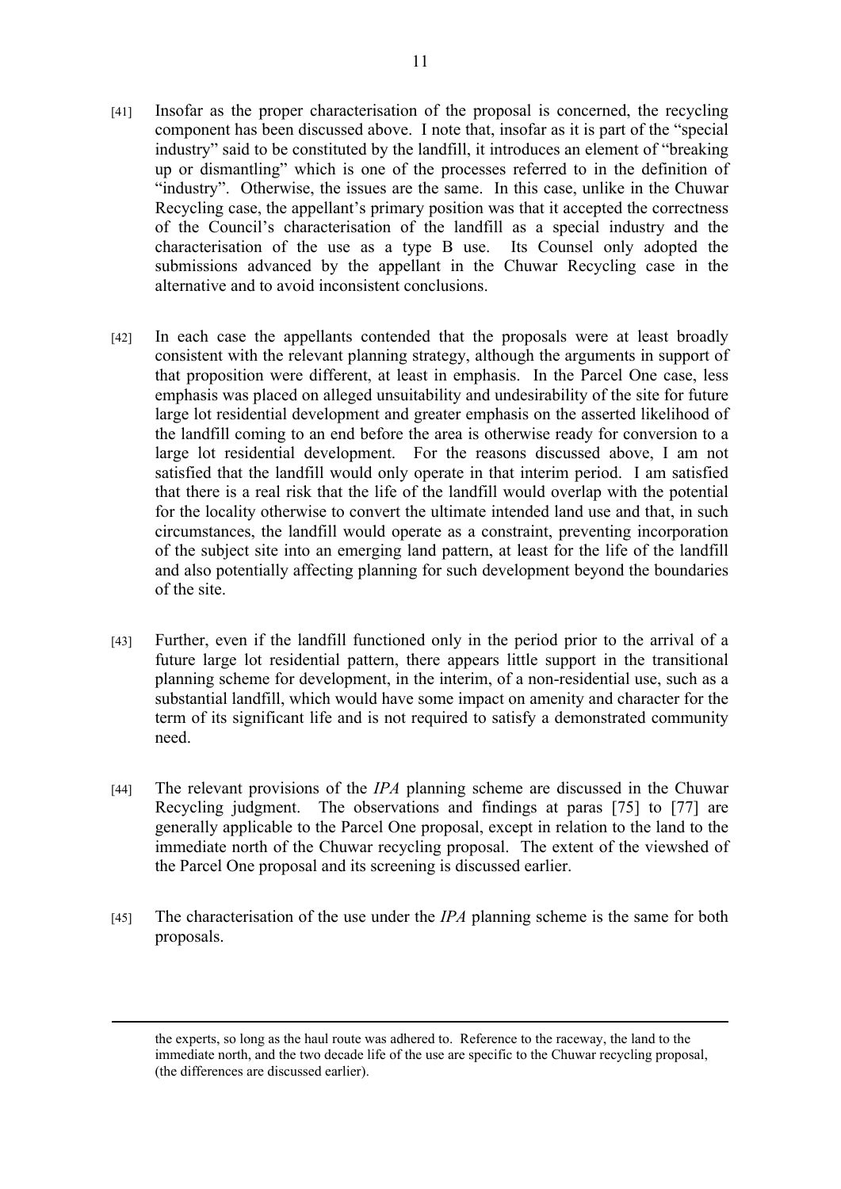[41] Insofar as the proper characterisation of the proposal is concerned, the recycling component has been discussed above. I note that, insofar as it is part of the "special industry" said to be constituted by the landfill, it introduces an element of "breaking up or dismantling" which is one of the processes referred to in the definition of "industry". Otherwise, the issues are the same. In this case, unlike in the Chuwar Recycling case, the appellant's primary position was that it accepted the correctness of the Council's characterisation of the landfill as a special industry and the characterisation of the use as a type B use. Its Counsel only adopted the submissions advanced by the appellant in the Chuwar Recycling case in the alternative and to avoid inconsistent conclusions.

[42] In each case the appellants contended that the proposals were at least broadly consistent with the relevant planning strategy, although the arguments in support of that proposition were different, at least in emphasis. In the Parcel One case, less emphasis was placed on alleged unsuitability and undesirability of the site for future large lot residential development and greater emphasis on the asserted likelihood of the landfill coming to an end before the area is otherwise ready for conversion to a large lot residential development. For the reasons discussed above, I am not satisfied that the landfill would only operate in that interim period. I am satisfied that there is a real risk that the life of the landfill would overlap with the potential for the locality otherwise to convert the ultimate intended land use and that, in such circumstances, the landfill would operate as a constraint, preventing incorporation of the subject site into an emerging land pattern, at least for the life of the landfill and also potentially affecting planning for such development beyond the boundaries of the site.

[43] Further, even if the landfill functioned only in the period prior to the arrival of a future large lot residential pattern, there appears little support in the transitional planning scheme for development, in the interim, of a non-residential use, such as a substantial landfill, which would have some impact on amenity and character for the term of its significant life and is not required to satisfy a demonstrated community need.

[44] The relevant provisions of the *IPA* planning scheme are discussed in the Chuwar Recycling judgment. The observations and findings at paras [75] to [77] are generally applicable to the Parcel One proposal, except in relation to the land to the immediate north of the Chuwar recycling proposal. The extent of the viewshed of the Parcel One proposal and its screening is discussed earlier.

[45] The characterisation of the use under the *IPA* planning scheme is the same for both proposals.

---

the experts, so long as the haul route was adhered to. Reference to the raceway, the land to the immediate north, and the two decade life of the use are specific to the Chuwar recycling proposal, (the differences are discussed earlier).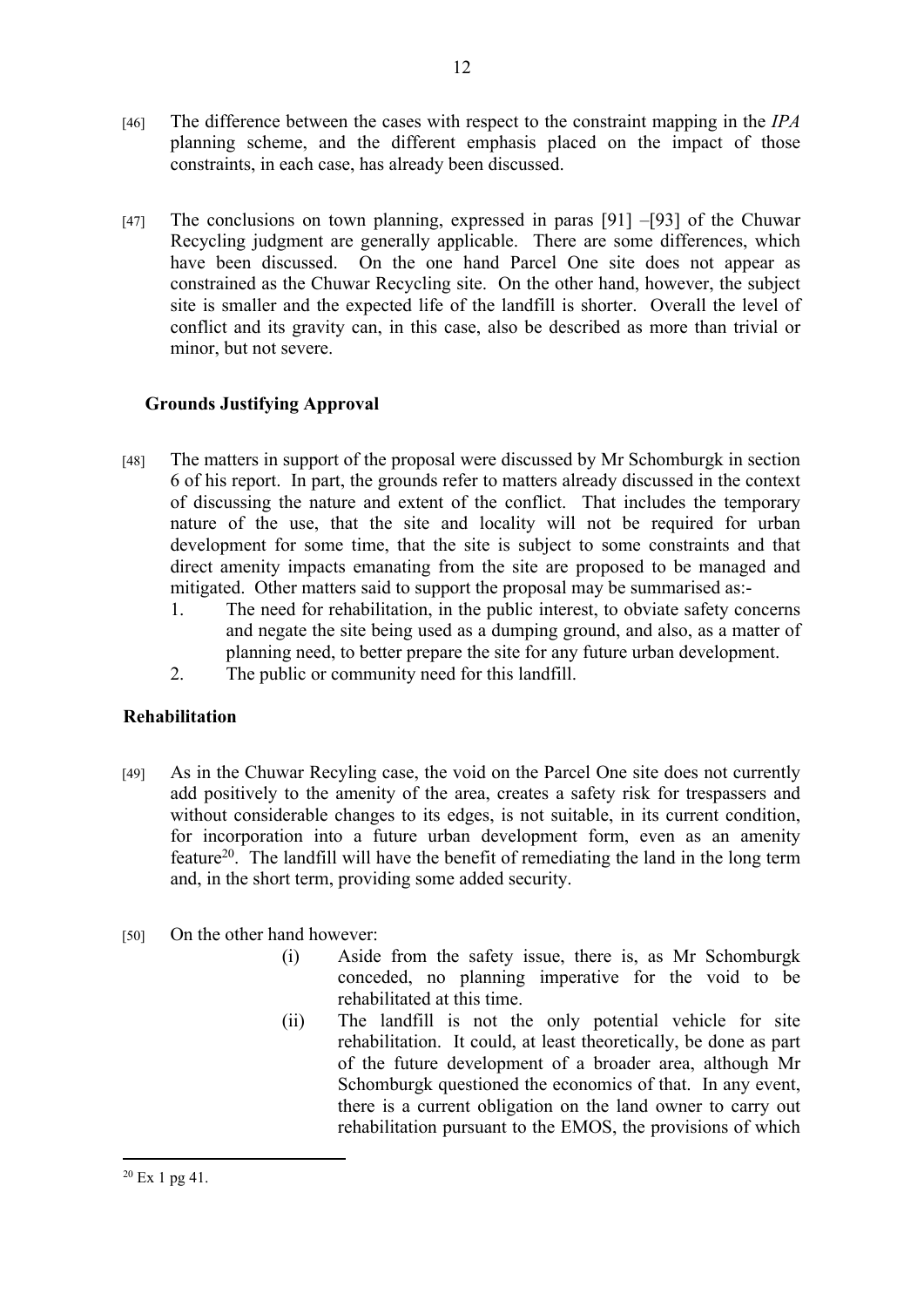[46] The difference between the cases with respect to the constraint mapping in the *IPA* planning scheme, and the different emphasis placed on the impact of those constraints, in each case, has already been discussed.

[47] The conclusions on town planning, expressed in paras [91] –[93] of the Chuwar Recycling judgment are generally applicable. There are some differences, which have been discussed. On the one hand Parcel One site does not appear as constrained as the Chuwar Recycling site. On the other hand, however, the subject site is smaller and the expected life of the landfill is shorter. Overall the level of conflict and its gravity can, in this case, also be described as more than trivial or minor, but not severe.

### Grounds Justifying Approval

[48] The matters in support of the proposal were discussed by Mr Schomburgk in section 6 of his report. In part, the grounds refer to matters already discussed in the context of discussing the nature and extent of the conflict. That includes the temporary nature of the use, that the site and locality will not be required for urban development for some time, that the site is subject to some constraints and that direct amenity impacts emanating from the site are proposed to be managed and mitigated. Other matters said to support the proposal may be summarised as:-

1. The need for rehabilitation, in the public interest, to obviate safety concerns and negate the site being used as a dumping ground, and also, as a matter of planning need, to better prepare the site for any future urban development.
2. The public or community need for this landfill.

### Rehabilitation

[49] As in the Chuwar Recyling case, the void on the Parcel One site does not currently add positively to the amenity of the area, creates a safety risk for trespassers and without considerable changes to its edges, is not suitable, in its current condition, for incorporation into a future urban development form, even as an amenity feature[20]. The landfill will have the benefit of remediating the land in the long term and, in the short term, providing some added security.

[50] On the other hand however:

(i) Aside from the safety issue, there is, as Mr Schomburgk conceded, no planning imperative for the void to be rehabilitated at this time.

(ii) The landfill is not the only potential vehicle for site rehabilitation. It could, at least theoretically, be done as part of the future development of a broader area, although Mr Schomburgk questioned the economics of that. In any event, there is a current obligation on the land owner to carry out rehabilitation pursuant to the EMOS, the provisions of which

---

[20] Ex 1 pg 41.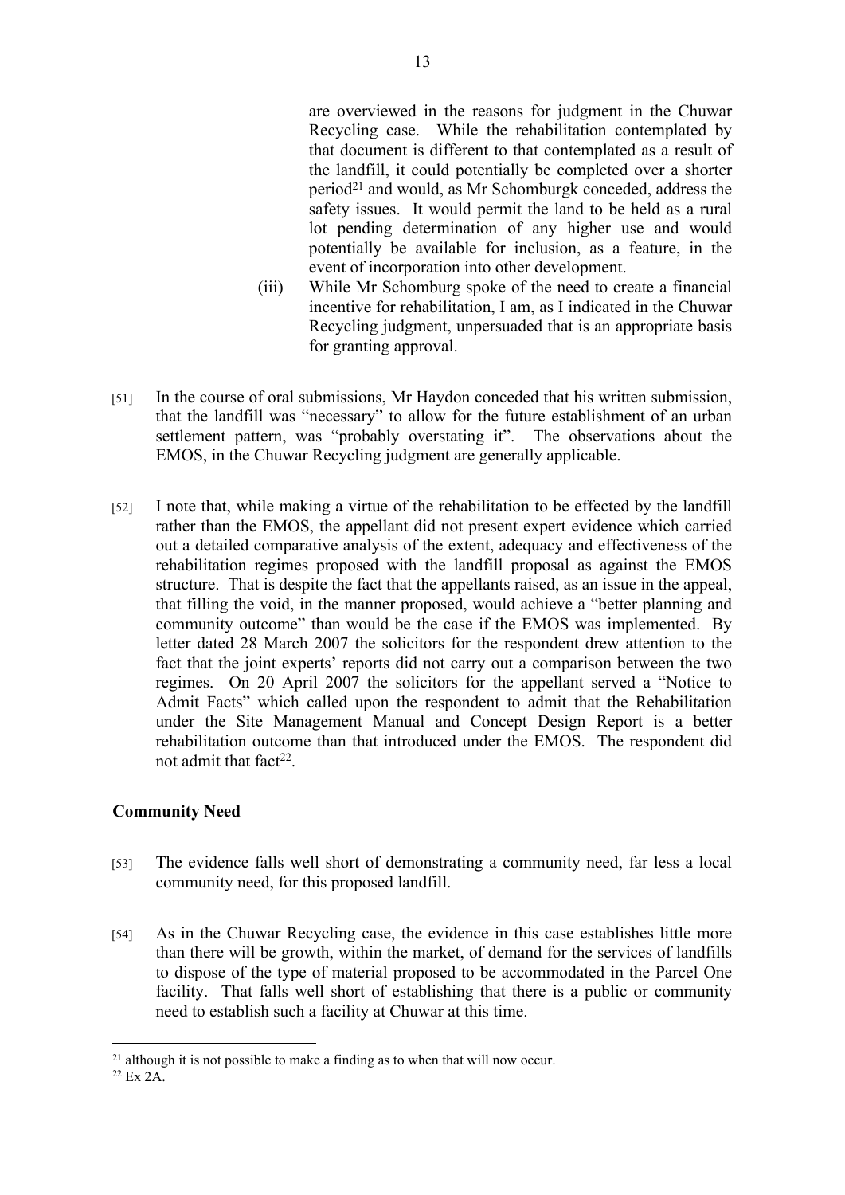are overviewed in the reasons for judgment in the Chuwar Recycling case. While the rehabilitation contemplated by that document is different to that contemplated as a result of the landfill, it could potentially be completed over a shorter period[21] and would, as Mr Schomburgk conceded, address the safety issues. It would permit the land to be held as a rural lot pending determination of any higher use and would potentially be available for inclusion, as a feature, in the event of incorporation into other development.

(iii) While Mr Schomburg spoke of the need to create a financial incentive for rehabilitation, I am, as I indicated in the Chuwar Recycling judgment, unpersuaded that is an appropriate basis for granting approval.

[51] In the course of oral submissions, Mr Haydon conceded that his written submission, that the landfill was "necessary" to allow for the future establishment of an urban settlement pattern, was "probably overstating it". The observations about the EMOS, in the Chuwar Recycling judgment are generally applicable.

[52] I note that, while making a virtue of the rehabilitation to be effected by the landfill rather than the EMOS, the appellant did not present expert evidence which carried out a detailed comparative analysis of the extent, adequacy and effectiveness of the rehabilitation regimes proposed with the landfill proposal as against the EMOS structure. That is despite the fact that the appellants raised, as an issue in the appeal, that filling the void, in the manner proposed, would achieve a "better planning and community outcome" than would be the case if the EMOS was implemented. By letter dated 28 March 2007 the solicitors for the respondent drew attention to the fact that the joint experts' reports did not carry out a comparison between the two regimes. On 20 April 2007 the solicitors for the appellant served a "Notice to Admit Facts" which called upon the respondent to admit that the Rehabilitation under the Site Management Manual and Concept Design Report is a better rehabilitation outcome than that introduced under the EMOS. The respondent did not admit that fact[22].

### Community Need

[53] The evidence falls well short of demonstrating a community need, far less a local community need, for this proposed landfill.

[54] As in the Chuwar Recycling case, the evidence in this case establishes little more than there will be growth, within the market, of demand for the services of landfills to dispose of the type of material proposed to be accommodated in the Parcel One facility. That falls well short of establishing that there is a public or community need to establish such a facility at Chuwar at this time.

---

[21] although it is not possible to make a finding as to when that will now occur.

[22] Ex 2A.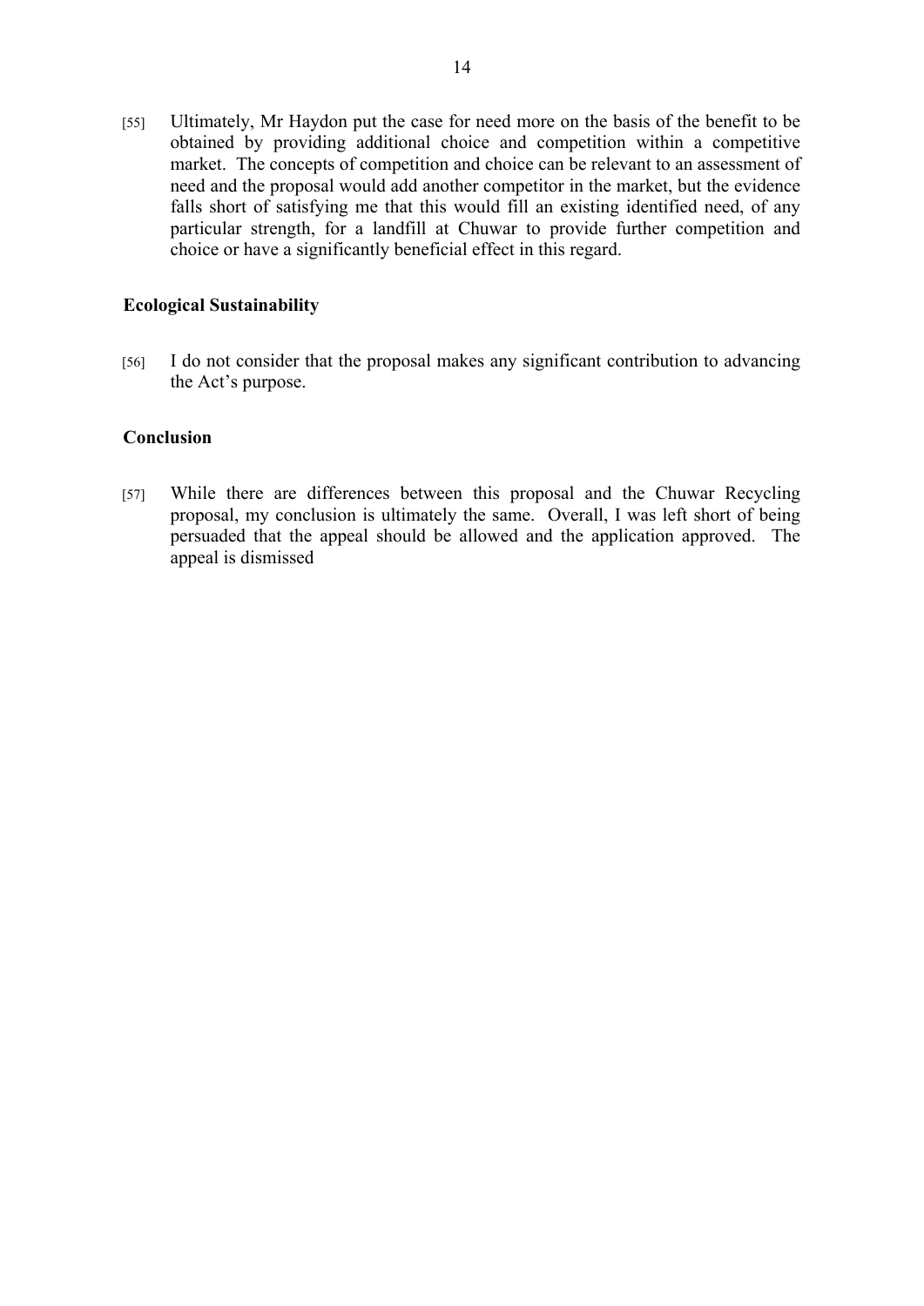[55] Ultimately, Mr Haydon put the case for need more on the basis of the benefit to be obtained by providing additional choice and competition within a competitive market. The concepts of competition and choice can be relevant to an assessment of need and the proposal would add another competitor in the market, but the evidence falls short of satisfying me that this would fill an existing identified need, of any particular strength, for a landfill at Chuwar to provide further competition and choice or have a significantly beneficial effect in this regard.

**Ecological Sustainability**

[56] I do not consider that the proposal makes any significant contribution to advancing the Act's purpose.

**Conclusion**

[57] While there are differences between this proposal and the Chuwar Recycling proposal, my conclusion is ultimately the same. Overall, I was left short of being persuaded that the appeal should be allowed and the application approved. The appeal is dismissed